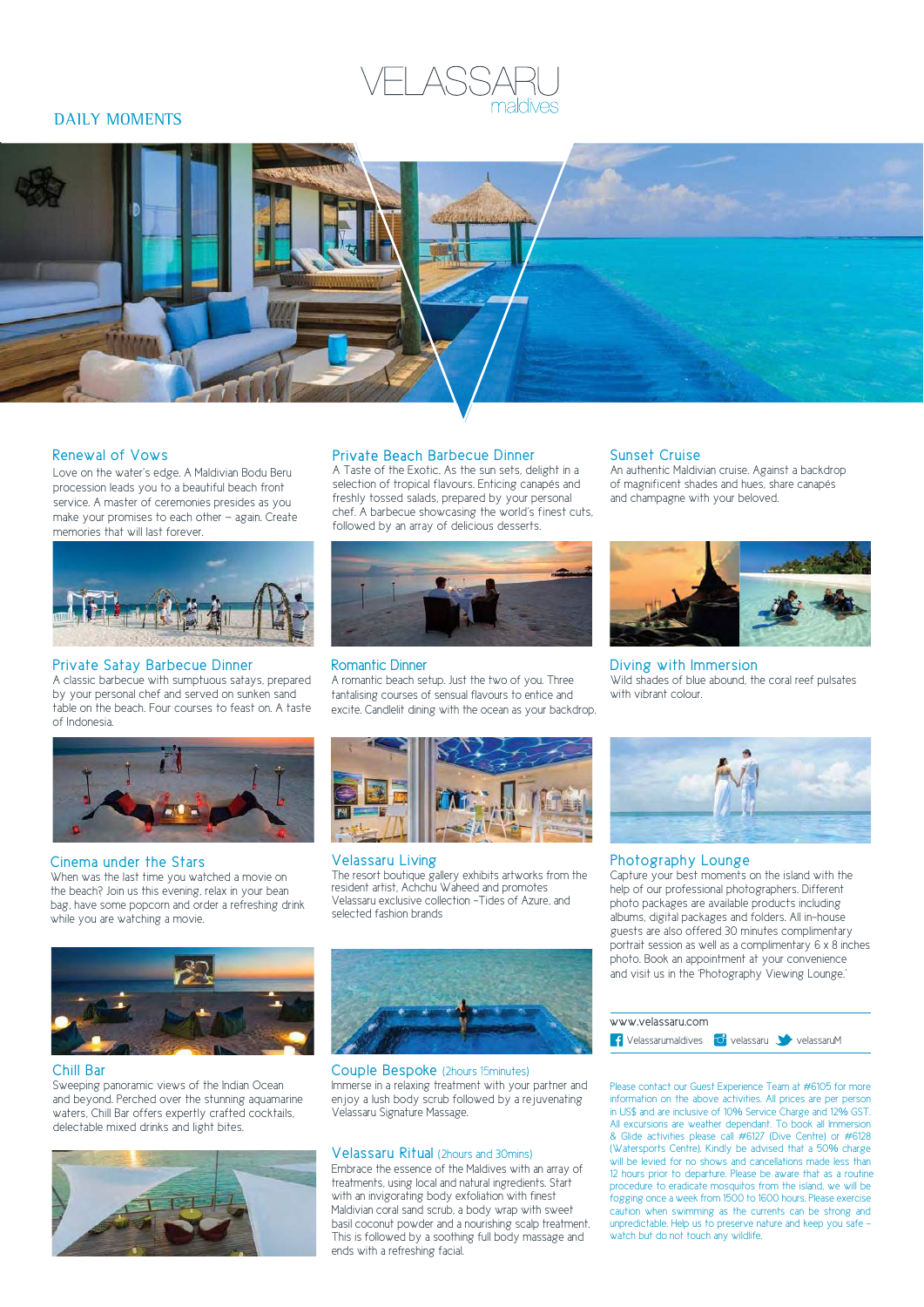# VELASSARU maldives

## DAILY MOMENTS

### Renewal of Vows

Love on the water's edge. A Maldivian Bodu Beru procession leads you to a beautiful beach front service. A master of ceremonies presides as you make your promises to each other – again. Create memories that will last forever.

### Private Satay Barbecue Dinner

A classic barbecue with sumptuous satays, prepared by your personal chef and served on sunken sand table on the beach. Four courses to feast on. A taste of Indonesia.

### Cinema under the Stars

When was the last time you watched a movie on the beach? Join us this evening, relax in your bean bag, have some popcorn and order a refreshing drink while you are watching a movie.

### Chill Bar

Sweeping panoramic views of the Indian Ocean and beyond. Perched over the stunning aquamarine waters, Chill Bar offers expertly crafted cocktails, delectable mixed drinks and light bites.

### Private Beach Barbecue Dinner

A Taste of the Exotic. As the sun sets, delight in a selection of tropical flavours. Enticing canapés and freshly tossed salads, prepared by your personal chef. A barbecue showcasing the world's finest cuts, followed by an array of delicious desserts.

### Romantic Dinner

A romantic beach setup. Just the two of you. Three tantalising courses of sensual flavours to entice and excite. Candlelit dining with the ocean as your backdrop.

### Velassaru Living

The resort boutique gallery exhibits artworks from the resident artist, Achchu Waheed and promotes Velassaru exclusive collection –Tides of Azure, and selected fashion brands

### Couple Bespoke (2hours 15minutes)

Immerse in a relaxing treatment with your partner and enjoy a lush body scrub followed by a rejuvenating Velassaru Signature Massage.

### Velassaru Ritual (2hours and 30mins)

Embrace the essence of the Maldives with an array of treatments, using local and natural ingredients. Start with an invigorating body exfoliation with finest Maldivian coral sand scrub, a body wrap with sweet basil coconut powder and a nourishing scalp treatment. This is followed by a soothing full body massage and ends with a refreshing facial.

### Sunset Cruise

An authentic Maldivian cruise. Against a backdrop of magnificent shades and hues, share canapés and champagne with your beloved.

### Diving with Immersion

Wild shades of blue abound, the coral reef pulsates with vibrant colour.

### Photography Lounge

Capture your best moments on the island with the help of our professional photographers. Different photo packages are available products including albums, digital packages and folders. All in-house guests are also offered 30 minutes complimentary portrait session as well as a complimentary 6 x 8 inches photo. Book an appointment at your convenience and visit us in the 'Photography Viewing Lounge.'

www.velassaru.com

Velassarumaldives | velassaru | velassaruM

Please contact our Guest Experience Team at #6105 for more information on the above activities. All prices are per person in US$ and are inclusive of 10% Service Charge and 12% GST. All excursions are weather dependant. To book all Immersion & Glide activities please call #6127 (Dive Centre) or #6128 (Watersports Centre). Kindly be advised that a 50% charge will be levied for no shows and cancellations made less than 12 hours prior to departure. Please be aware that as a routine procedure to eradicate mosquitos from the island, we will be fogging once a week from 1500 to 1600 hours. Please exercise caution when swimming as the currents can be strong and unpredictable. Help us to preserve nature and keep you safe – watch but do not touch any wildlife.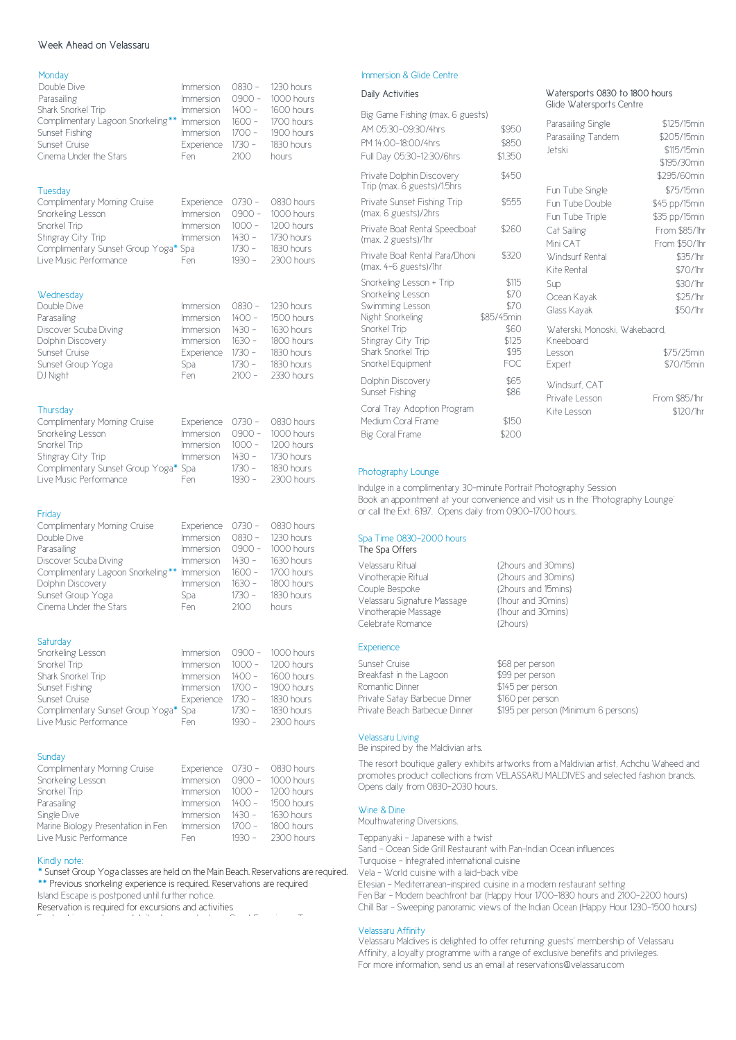Week Ahead on Velassaru

## Monday

| | | | |
|---|---|---|---|
| Double Dive | Immersion | 0830 – | 1230 hours |
| Parasailing | Immersion | 0900 – | 1000 hours |
| Shark Snorkel Trip | Immersion | 1400 – | 1600 hours |
| Complimentary Lagoon Snorkeling** | Immersion | 1600 – | 1700 hours |
| Sunset Fishing | Immersion | 1700 – | 1900 hours |
| Sunset Cruise | Experience | 1730 – | 1830 hours |
| Cinema Under the Stars | Fen | 2100 | hours |

## Tuesday

| | | | |
|---|---|---|---|
| Complimentary Morning Cruise | Experience | 0730 – | 0830 hours |
| Snorkeling Lesson | Immersion | 0900 – | 1000 hours |
| Snorkel Trip | Immersion | 1000 – | 1200 hours |
| Stingray City Trip | Immersion | 1430 – | 1730 hours |
| Complimentary Sunset Group Yoga* | Spa | 1730 – | 1830 hours |
| Live Music Performance | Fen | 1930 – | 2300 hours |

## Wednesday

| | | | |
|---|---|---|---|
| Double Dive | Immersion | 0830 – | 1230 hours |
| Parasailing | Immersion | 1400 – | 1500 hours |
| Discover Scuba Diving | Immersion | 1430 – | 1630 hours |
| Dolphin Discovery | Immersion | 1630 – | 1800 hours |
| Sunset Cruise | Experience | 1730 – | 1830 hours |
| Sunset Group Yoga | Spa | 1730 – | 1830 hours |
| DJ Night | Fen | 2100 – | 2330 hours |

## Thursday

| | | | |
|---|---|---|---|
| Complimentary Morning Cruise | Experience | 0730 – | 0830 hours |
| Snorkeling Lesson | Immersion | 0900 – | 1000 hours |
| Snorkel Trip | Immersion | 1000 – | 1200 hours |
| Stingray City Trip | Immersion | 1430 – | 1730 hours |
| Complimentary Sunset Group Yoga* | Spa | 1730 – | 1830 hours |
| Live Music Performance | Fen | 1930 – | 2300 hours |

## Friday

| | | | |
|---|---|---|---|
| Complimentary Morning Cruise | Experience | 0730 – | 0830 hours |
| Double Dive | Immersion | 0830 – | 1230 hours |
| Parasailing | Immersion | 0900 – | 1000 hours |
| Discover Scuba Diving | Immersion | 1430 – | 1630 hours |
| Complimentary Lagoon Snorkeling** | Immersion | 1600 – | 1700 hours |
| Dolphin Discovery | Immersion | 1630 – | 1800 hours |
| Sunset Group Yoga | Spa | 1730 – | 1830 hours |
| Cinema Under the Stars | Fen | 2100 | hours |

## Saturday

| | | | |
|---|---|---|---|
| Snorkeling Lesson | Immersion | 0900 – | 1000 hours |
| Snorkel Trip | Immersion | 1000 – | 1200 hours |
| Shark Snorkel Trip | Immersion | 1400 – | 1600 hours |
| Sunset Fishing | Immersion | 1700 – | 1900 hours |
| Sunset Cruise | Experience | 1730 – | 1830 hours |
| Complimentary Sunset Group Yoga* | Spa | 1730 – | 1830 hours |
| Live Music Performance | Fen | 1930 – | 2300 hours |

## Sunday

| | | | |
|---|---|---|---|
| Complimentary Morning Cruise | Experience | 0730 – | 0830 hours |
| Snorkeling Lesson | Immersion | 0900 – | 1000 hours |
| Snorkel Trip | Immersion | 1000 – | 1200 hours |
| Parasailing | Immersion | 1400 – | 1500 hours |
| Single Dive | Immersion | 1430 – | 1630 hours |
| Marine Biology Presentation in Fen | Immersion | 1700 – | 1800 hours |
| Live Music Performance | Fen | 1930 – | 2300 hours |

Kindly note:

* Sunset Group Yoga classes are held on the Main Beach. Reservations are required.
** Previous snorkeling experience is required. Reservations are required

Island Escape is postponed until further notice.
Reservation is required for excursions and activities

## Immersion & Glide Centre

### Daily Activities

| | |
|---|---|
| Big Game Fishing (max. 6 guests) | |
| AM 05:30-09:30/4hrs | $950 |
| PM 14:00-18:00/4hrs | $850 |
| Full Day 05:30-12:30/6hrs | $1,350 |
| Private Dolphin Discovery Trip (max. 6 guests)/1.5hrs | $450 |
| Private Sunset Fishing Trip (max. 6 guests)/2hrs | $555 |
| Private Boat Rental Speedboat (max. 2 guests)/1hr | $260 |
| Private Boat Rental Para/Dhoni (max. 4-6 guests)/1hr | $320 |
| Snorkeling Lesson + Trip | $115 |
| Snorkeling Lesson | $70 |
| Swimming Lesson | $70 |
| Night Snorkeling | $85/45min |
| Snorkel Trip | $60 |
| Stingray City Trip | $125 |
| Shark Snorkel Trip | $95 |
| Snorkel Equipment | FOC |
| Dolphin Discovery | $65 |
| Sunset Fishing | $86 |
| Coral Tray Adoption Program | |
| Medium Coral Frame | $150 |
| Big Coral Frame | $200 |

### Watersports 0830 to 1800 hours
Glide Watersports Centre

| | |
|---|---|
| Parasailing Single | $125/15min |
| Parasailing Tandem | $205/15min |
| Jetski | $115/15min |
| | $195/30min |
| | $295/60min |
| Fun Tube Single | $75/15min |
| Fun Tube Double | $45 pp/15min |
| Fun Tube Triple | $35 pp/15min |
| Cat Sailing | From $85/1hr |
| Mini CAT | From $50/1hr |
| Windsurf Rental | $35/1hr |
| Kite Rental | $70/1hr |
| Sup | $30/1hr |
| Ocean Kayak | $25/1hr |
| Glass Kayak | $50/1hr |
| Waterski, Monoski, Wakebaord, Kneeboard | |
| Lesson | $75/25min |
| Expert | $70/15min |
| Windsurf, CAT | |
| Private Lesson | From $85/1hr |
| Kite Lesson | $120/1hr |

## Photography Lounge

Indulge in a complimentary 30-minute Portrait Photography Session
Book an appointment at your convenience and visit us in the 'Photography Lounge' or call the Ext. 6197. Opens daily from 0900-1700 hours.

## Spa Time 0830-2000 hours

The Spa Offers

| | |
|---|---|
| Velassaru Ritual | (2hours and 30mins) |
| Vinotherapie Ritual | (2hours and 30mins) |
| Couple Bespoke | (2hours and 15mins) |
| Velassaru Signature Massage | (1hour and 30mins) |
| Vinotherapie Massage | (1hour and 30mins) |
| Celebrate Romance | (2hours) |

## Experience

| | |
|---|---|
| Sunset Cruise | $68 per person |
| Breakfast in the Lagoon | $99 per person |
| Romantic Dinner | $145 per person |
| Private Satay Barbecue Dinner | $160 per person |
| Private Beach Barbecue Dinner | $195 per person (Minimum 6 persons) |

## Velassaru Living

Be inspired by the Maldivian arts.

The resort boutique gallery exhibits artworks from a Maldivian artist, Achchu Waheed and promotes product collections from VELASSARU MALDIVES and selected fashion brands. Opens daily from 0830-2030 hours.

## Wine & Dine

Mouthwatering Diversions.

Teppanyaki – Japanese with a twist
Sand – Ocean Side Grill Restaurant with Pan-Indian Ocean influences
Turquoise – Integrated international cuisine
Vela – World cuisine with a laid-back vibe
Etesian – Mediterranean-inspired cuisine in a modern restaurant setting
Fen Bar – Modern beachfront bar (Happy Hour 1700-1830 hours and 2100-2200 hours)
Chill Bar – Sweeping panoramic views of the Indian Ocean (Happy Hour 1230-1500 hours)

## Velassaru Affinity

Velassaru Maldives is delighted to offer returning guests' membership of Velassaru Affinity, a loyalty programme with a range of exclusive benefits and privileges.
For more information, send us an email at reservations@velassaru.com